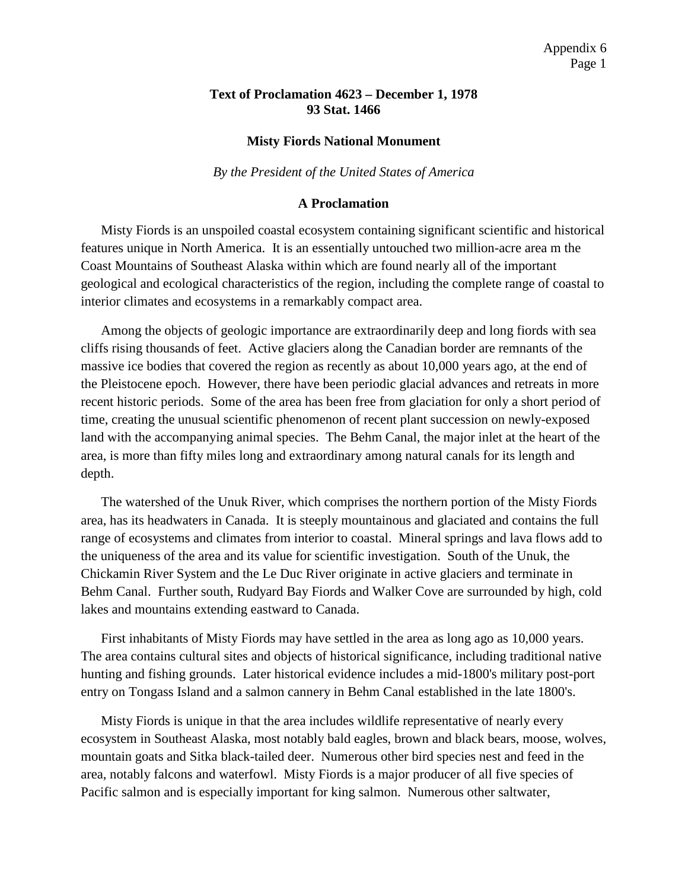# Text of Proclamation 4623 – December 1, 1978
# 93 Stat. 1466

## Misty Fiords National Monument

*By the President of the United States of America*

## A Proclamation

Misty Fiords is an unspoiled coastal ecosystem containing significant scientific and historical features unique in North America. It is an essentially untouched two million-acre area m the Coast Mountains of Southeast Alaska within which are found nearly all of the important geological and ecological characteristics of the region, including the complete range of coastal to interior climates and ecosystems in a remarkably compact area.

Among the objects of geologic importance are extraordinarily deep and long fiords with sea cliffs rising thousands of feet. Active glaciers along the Canadian border are remnants of the massive ice bodies that covered the region as recently as about 10,000 years ago, at the end of the Pleistocene epoch. However, there have been periodic glacial advances and retreats in more recent historic periods. Some of the area has been free from glaciation for only a short period of time, creating the unusual scientific phenomenon of recent plant succession on newly-exposed land with the accompanying animal species. The Behm Canal, the major inlet at the heart of the area, is more than fifty miles long and extraordinary among natural canals for its length and depth.

The watershed of the Unuk River, which comprises the northern portion of the Misty Fiords area, has its headwaters in Canada. It is steeply mountainous and glaciated and contains the full range of ecosystems and climates from interior to coastal. Mineral springs and lava flows add to the uniqueness of the area and its value for scientific investigation. South of the Unuk, the Chickamin River System and the Le Duc River originate in active glaciers and terminate in Behm Canal. Further south, Rudyard Bay Fiords and Walker Cove are surrounded by high, cold lakes and mountains extending eastward to Canada.

First inhabitants of Misty Fiords may have settled in the area as long ago as 10,000 years. The area contains cultural sites and objects of historical significance, including traditional native hunting and fishing grounds. Later historical evidence includes a mid-1800's military post-port entry on Tongass Island and a salmon cannery in Behm Canal established in the late 1800's.

Misty Fiords is unique in that the area includes wildlife representative of nearly every ecosystem in Southeast Alaska, most notably bald eagles, brown and black bears, moose, wolves, mountain goats and Sitka black-tailed deer. Numerous other bird species nest and feed in the area, notably falcons and waterfowl. Misty Fiords is a major producer of all five species of Pacific salmon and is especially important for king salmon. Numerous other saltwater,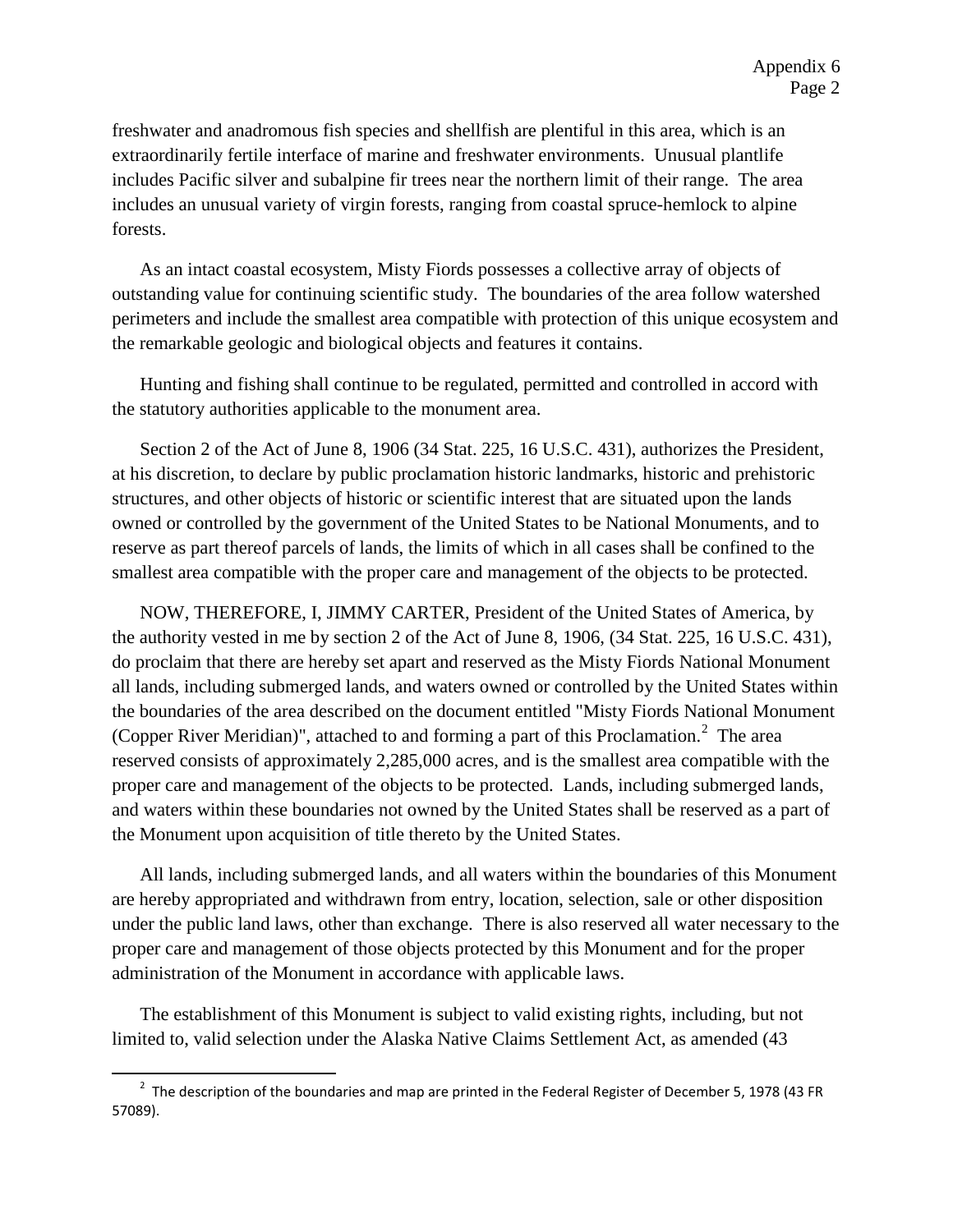freshwater and anadromous fish species and shellfish are plentiful in this area, which is an extraordinarily fertile interface of marine and freshwater environments. Unusual plantlife includes Pacific silver and subalpine fir trees near the northern limit of their range. The area includes an unusual variety of virgin forests, ranging from coastal spruce-hemlock to alpine forests.

As an intact coastal ecosystem, Misty Fiords possesses a collective array of objects of outstanding value for continuing scientific study. The boundaries of the area follow watershed perimeters and include the smallest area compatible with protection of this unique ecosystem and the remarkable geologic and biological objects and features it contains.

Hunting and fishing shall continue to be regulated, permitted and controlled in accord with the statutory authorities applicable to the monument area.

Section 2 of the Act of June 8, 1906 (34 Stat. 225, 16 U.S.C. 431), authorizes the President, at his discretion, to declare by public proclamation historic landmarks, historic and prehistoric structures, and other objects of historic or scientific interest that are situated upon the lands owned or controlled by the government of the United States to be National Monuments, and to reserve as part thereof parcels of lands, the limits of which in all cases shall be confined to the smallest area compatible with the proper care and management of the objects to be protected.

NOW, THEREFORE, I, JIMMY CARTER, President of the United States of America, by the authority vested in me by section 2 of the Act of June 8, 1906, (34 Stat. 225, 16 U.S.C. 431), do proclaim that there are hereby set apart and reserved as the Misty Fiords National Monument all lands, including submerged lands, and waters owned or controlled by the United States within the boundaries of the area described on the document entitled "Misty Fiords National Monument (Copper River Meridian)", attached to and forming a part of this Proclamation.[2] The area reserved consists of approximately 2,285,000 acres, and is the smallest area compatible with the proper care and management of the objects to be protected. Lands, including submerged lands, and waters within these boundaries not owned by the United States shall be reserved as a part of the Monument upon acquisition of title thereto by the United States.

All lands, including submerged lands, and all waters within the boundaries of this Monument are hereby appropriated and withdrawn from entry, location, selection, sale or other disposition under the public land laws, other than exchange. There is also reserved all water necessary to the proper care and management of those objects protected by this Monument and for the proper administration of the Monument in accordance with applicable laws.

The establishment of this Monument is subject to valid existing rights, including, but not limited to, valid selection under the Alaska Native Claims Settlement Act, as amended (43

[2] The description of the boundaries and map are printed in the Federal Register of December 5, 1978 (43 FR 57089).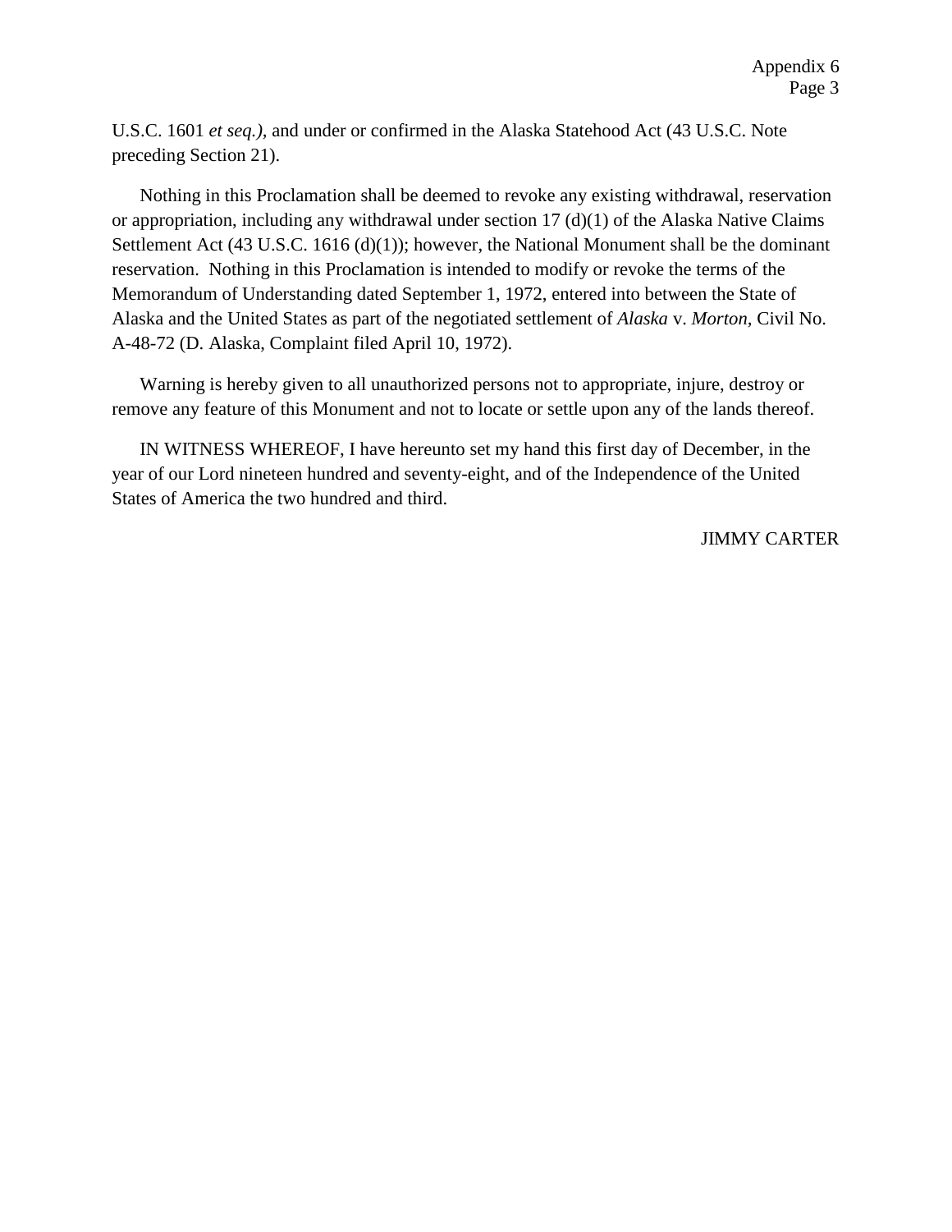U.S.C. 1601 *et seq.)*, and under or confirmed in the Alaska Statehood Act (43 U.S.C. Note preceding Section 21).

Nothing in this Proclamation shall be deemed to revoke any existing withdrawal, reservation or appropriation, including any withdrawal under section 17 (d)(1) of the Alaska Native Claims Settlement Act (43 U.S.C. 1616 (d)(1)); however, the National Monument shall be the dominant reservation. Nothing in this Proclamation is intended to modify or revoke the terms of the Memorandum of Understanding dated September 1, 1972, entered into between the State of Alaska and the United States as part of the negotiated settlement of *Alaska* v. *Morton,* Civil No. A-48-72 (D. Alaska, Complaint filed April 10, 1972).

Warning is hereby given to all unauthorized persons not to appropriate, injure, destroy or remove any feature of this Monument and not to locate or settle upon any of the lands thereof.

IN WITNESS WHEREOF, I have hereunto set my hand this first day of December, in the year of our Lord nineteen hundred and seventy-eight, and of the Independence of the United States of America the two hundred and third.

JIMMY CARTER